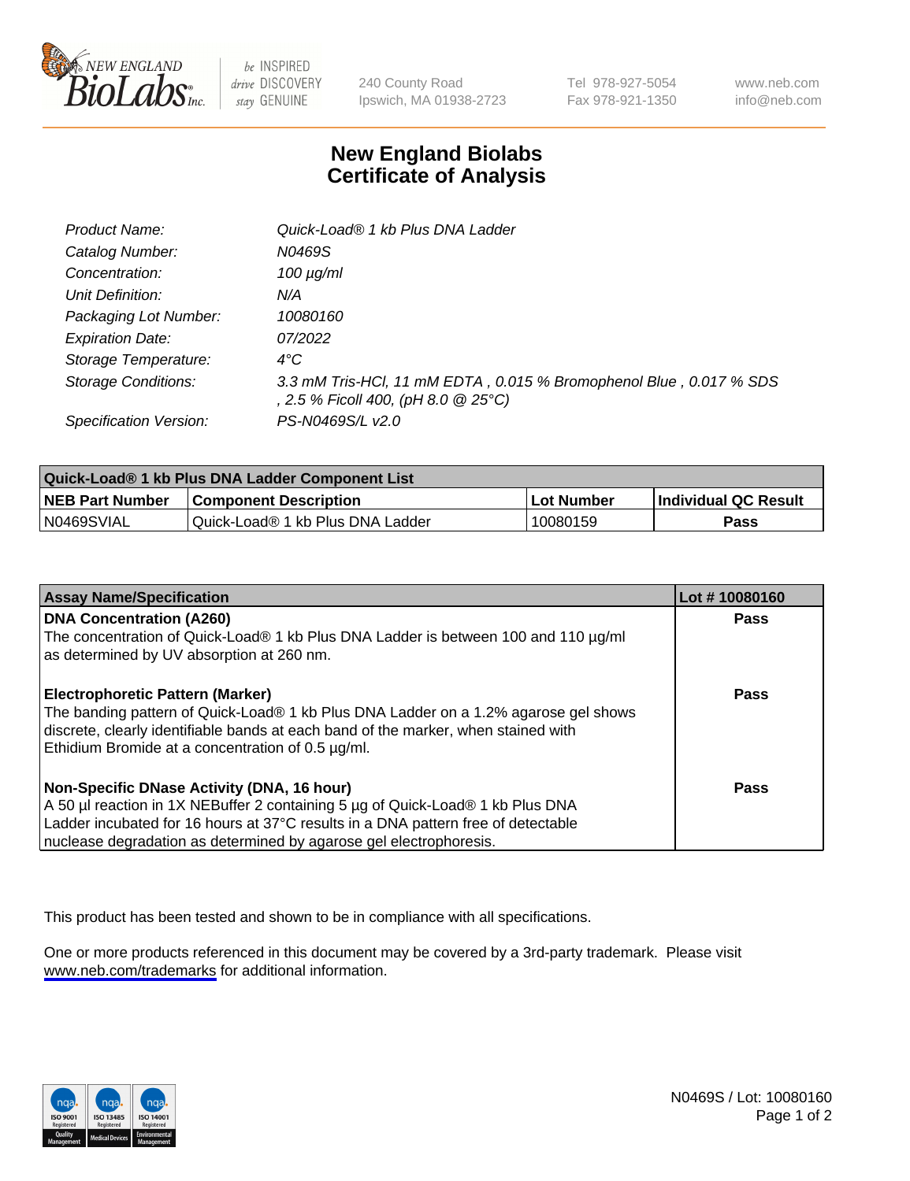# New England Biolabs Certificate of Analysis

| | |
|---|---|
| Product Name: | *Quick-Load® 1 kb Plus DNA Ladder* |
| Catalog Number: | *N0469S* |
| Concentration: | *100 µg/ml* |
| Unit Definition: | *N/A* |
| Packaging Lot Number: | *10080160* |
| Expiration Date: | *07/2022* |
| Storage Temperature: | *4°C* |
| Storage Conditions: | *3.3 mM Tris-HCl, 11 mM EDTA , 0.015 % Bromophenol Blue , 0.017 % SDS , 2.5 % Ficoll 400, (pH 8.0 @ 25°C)* |
| Specification Version: | *PS-N0469S/L v2.0* |

| Quick-Load® 1 kb Plus DNA Ladder Component List | | | |
|---|---|---|---|
| **NEB Part Number** | **Component Description** | **Lot Number** | **Individual QC Result** |
| N0469SVIAL | Quick-Load® 1 kb Plus DNA Ladder | 10080159 | **Pass** |

| Assay Name/Specification | Lot # 10080160 |
|---|---|
| **DNA Concentration (A260)**<br>The concentration of Quick-Load® 1 kb Plus DNA Ladder is between 100 and 110 µg/ml as determined by UV absorption at 260 nm. | **Pass** |
| **Electrophoretic Pattern (Marker)**<br>The banding pattern of Quick-Load® 1 kb Plus DNA Ladder on a 1.2% agarose gel shows discrete, clearly identifiable bands at each band of the marker, when stained with Ethidium Bromide at a concentration of 0.5 µg/ml. | **Pass** |
| **Non-Specific DNase Activity (DNA, 16 hour)**<br>A 50 µl reaction in 1X NEBuffer 2 containing 5 µg of Quick-Load® 1 kb Plus DNA Ladder incubated for 16 hours at 37°C results in a DNA pattern free of detectable nuclease degradation as determined by agarose gel electrophoresis. | **Pass** |

This product has been tested and shown to be in compliance with all specifications.

One or more products referenced in this document may be covered by a 3rd-party trademark. Please visit www.neb.com/trademarks for additional information.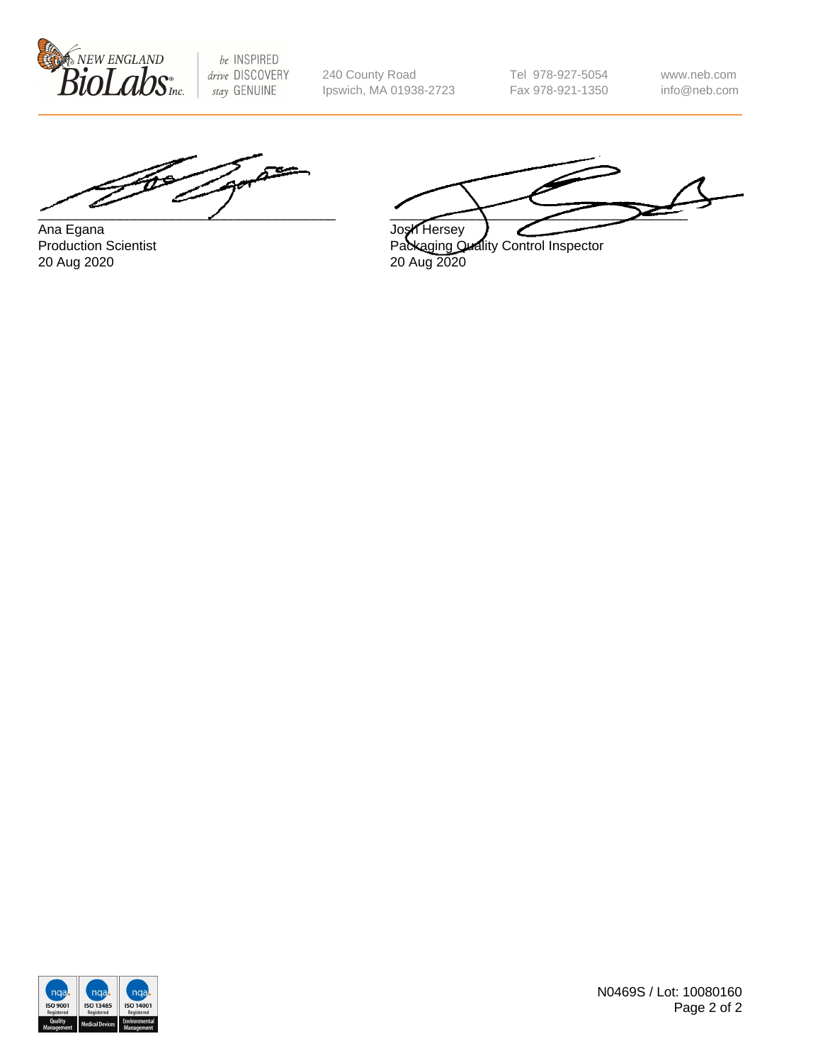Ana Egana
Production Scientist
20 Aug 2020

Josh Hersey
Packaging Quality Control Inspector
20 Aug 2020

N0469S / Lot: 10080160